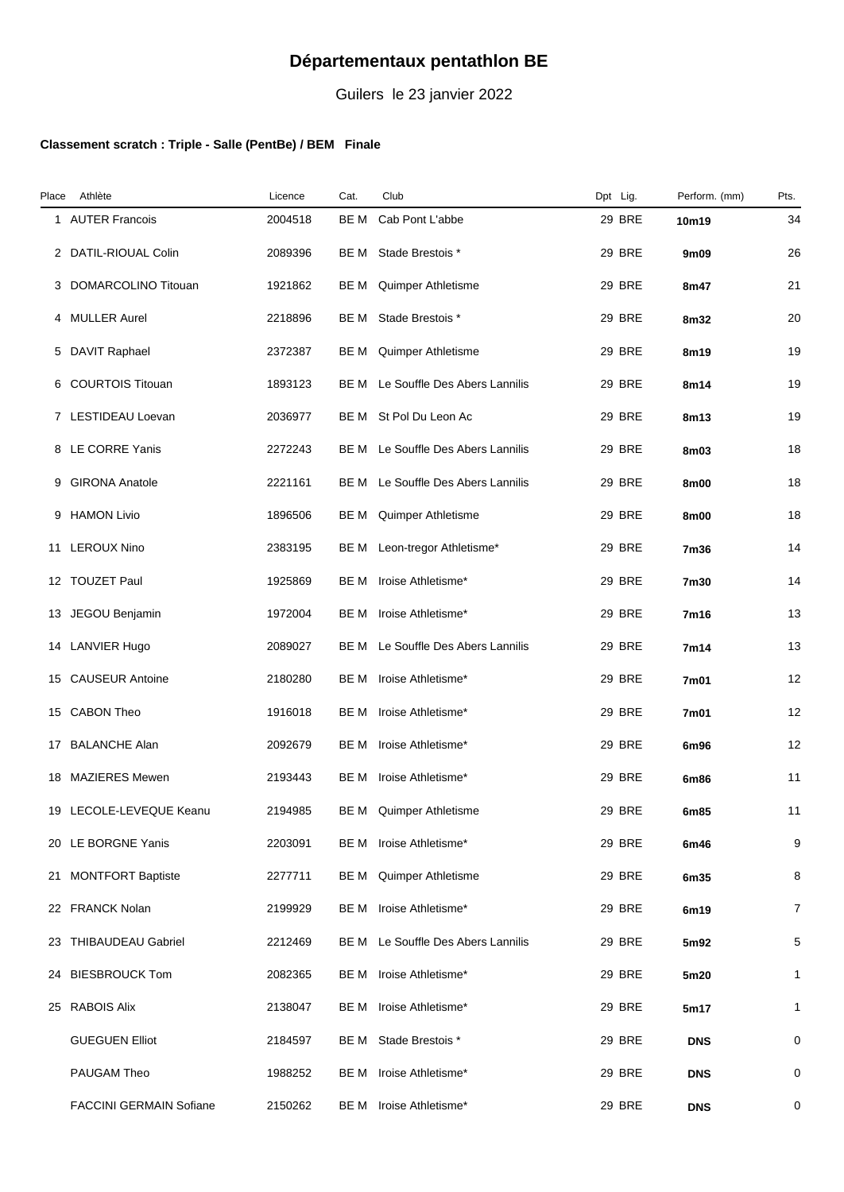# Départementaux pentathlon BE

Guilers le 23 janvier 2022

**Classement scratch : Triple - Salle (PentBe) / BEM Finale**

| Place | Athlète | Licence | Cat. | Club | Dpt Lig. | Perform. (mm) | Pts. |
|---|---|---|---|---|---|---|---|
| 1 | AUTER Francois | 2004518 | BE M | Cab Pont L'abbe | 29 BRE | **10m19** | 34 |
| 2 | DATIL-RIOUAL Colin | 2089396 | BE M | Stade Brestois * | 29 BRE | **9m09** | 26 |
| 3 | DOMARCOLINO Titouan | 1921862 | BE M | Quimper Athletisme | 29 BRE | **8m47** | 21 |
| 4 | MULLER Aurel | 2218896 | BE M | Stade Brestois * | 29 BRE | **8m32** | 20 |
| 5 | DAVIT Raphael | 2372387 | BE M | Quimper Athletisme | 29 BRE | **8m19** | 19 |
| 6 | COURTOIS Titouan | 1893123 | BE M | Le Souffle Des Abers Lannilis | 29 BRE | **8m14** | 19 |
| 7 | LESTIDEAU Loevan | 2036977 | BE M | St Pol Du Leon Ac | 29 BRE | **8m13** | 19 |
| 8 | LE CORRE Yanis | 2272243 | BE M | Le Souffle Des Abers Lannilis | 29 BRE | **8m03** | 18 |
| 9 | GIRONA Anatole | 2221161 | BE M | Le Souffle Des Abers Lannilis | 29 BRE | **8m00** | 18 |
| 9 | HAMON Livio | 1896506 | BE M | Quimper Athletisme | 29 BRE | **8m00** | 18 |
| 11 | LEROUX Nino | 2383195 | BE M | Leon-tregor Athletisme* | 29 BRE | **7m36** | 14 |
| 12 | TOUZET Paul | 1925869 | BE M | Iroise Athletisme* | 29 BRE | **7m30** | 14 |
| 13 | JEGOU Benjamin | 1972004 | BE M | Iroise Athletisme* | 29 BRE | **7m16** | 13 |
| 14 | LANVIER Hugo | 2089027 | BE M | Le Souffle Des Abers Lannilis | 29 BRE | **7m14** | 13 |
| 15 | CAUSEUR Antoine | 2180280 | BE M | Iroise Athletisme* | 29 BRE | **7m01** | 12 |
| 15 | CABON Theo | 1916018 | BE M | Iroise Athletisme* | 29 BRE | **7m01** | 12 |
| 17 | BALANCHE Alan | 2092679 | BE M | Iroise Athletisme* | 29 BRE | **6m96** | 12 |
| 18 | MAZIERES Mewen | 2193443 | BE M | Iroise Athletisme* | 29 BRE | **6m86** | 11 |
| 19 | LECOLE-LEVEQUE Keanu | 2194985 | BE M | Quimper Athletisme | 29 BRE | **6m85** | 11 |
| 20 | LE BORGNE Yanis | 2203091 | BE M | Iroise Athletisme* | 29 BRE | **6m46** | 9 |
| 21 | MONTFORT Baptiste | 2277711 | BE M | Quimper Athletisme | 29 BRE | **6m35** | 8 |
| 22 | FRANCK Nolan | 2199929 | BE M | Iroise Athletisme* | 29 BRE | **6m19** | 7 |
| 23 | THIBAUDEAU Gabriel | 2212469 | BE M | Le Souffle Des Abers Lannilis | 29 BRE | **5m92** | 5 |
| 24 | BIESBROUCK Tom | 2082365 | BE M | Iroise Athletisme* | 29 BRE | **5m20** | 1 |
| 25 | RABOIS Alix | 2138047 | BE M | Iroise Athletisme* | 29 BRE | **5m17** | 1 |
| | GUEGUEN Elliot | 2184597 | BE M | Stade Brestois * | 29 BRE | **DNS** | 0 |
| | PAUGAM Theo | 1988252 | BE M | Iroise Athletisme* | 29 BRE | **DNS** | 0 |
| | FACCINI GERMAIN Sofiane | 2150262 | BE M | Iroise Athletisme* | 29 BRE | **DNS** | 0 |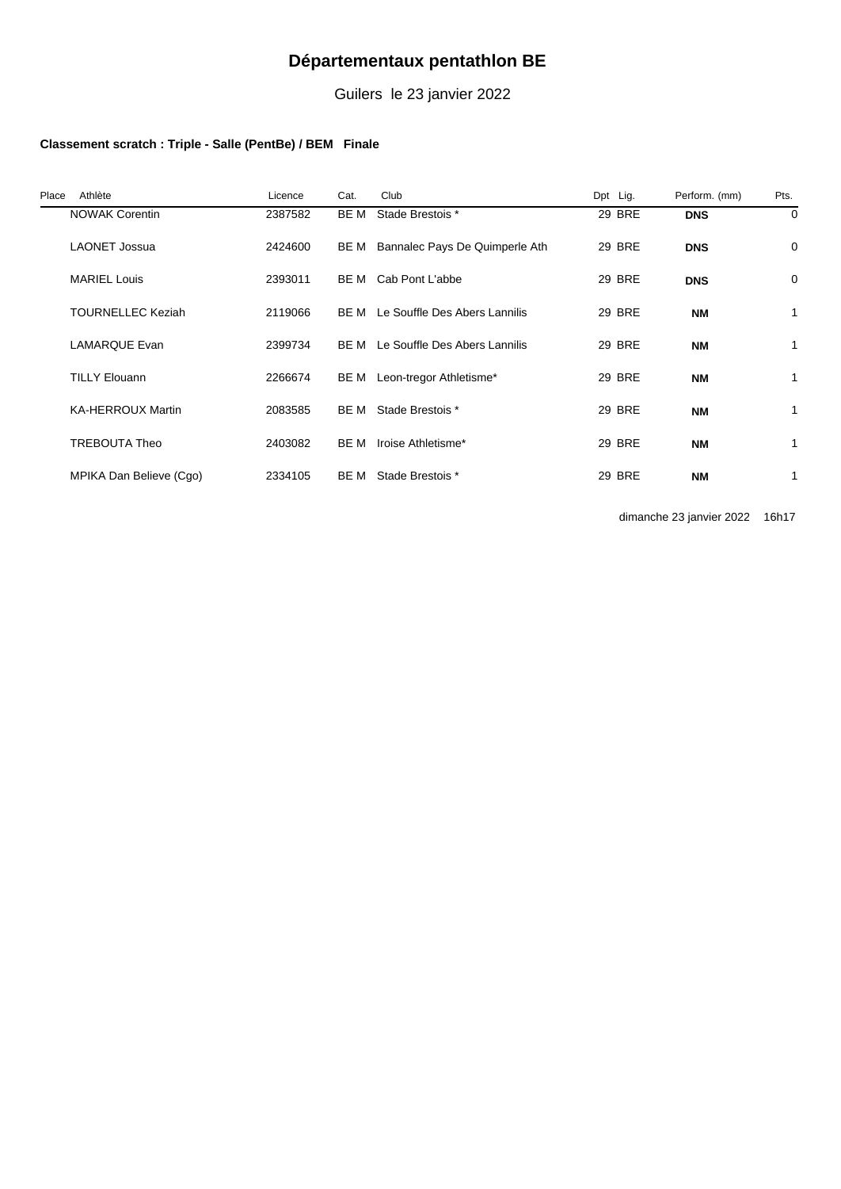# Départementaux pentathlon BE

Guilers le 23 janvier 2022

**Classement scratch : Triple - Salle (PentBe) / BEM Finale**

| Place | Athlète | Licence | Cat. | Club | Dpt | Lig. | Perform. (mm) | Pts. |
|---|---|---|---|---|---|---|---|---|
| | NOWAK Corentin | 2387582 | BE M | Stade Brestois * | 29 | BRE | **DNS** | 0 |
| | LAONET Jossua | 2424600 | BE M | Bannalec Pays De Quimperle Ath | 29 | BRE | **DNS** | 0 |
| | MARIEL Louis | 2393011 | BE M | Cab Pont L'abbe | 29 | BRE | **DNS** | 0 |
| | TOURNELLEC Keziah | 2119066 | BE M | Le Souffle Des Abers Lannilis | 29 | BRE | **NM** | 1 |
| | LAMARQUE Evan | 2399734 | BE M | Le Souffle Des Abers Lannilis | 29 | BRE | **NM** | 1 |
| | TILLY Elouann | 2266674 | BE M | Leon-tregor Athletisme* | 29 | BRE | **NM** | 1 |
| | KA-HERROUX Martin | 2083585 | BE M | Stade Brestois * | 29 | BRE | **NM** | 1 |
| | TREBOUTA Theo | 2403082 | BE M | Iroise Athletisme* | 29 | BRE | **NM** | 1 |
| | MPIKA Dan Believe (Cgo) | 2334105 | BE M | Stade Brestois * | 29 | BRE | **NM** | 1 |

dimanche 23 janvier 2022 16h17